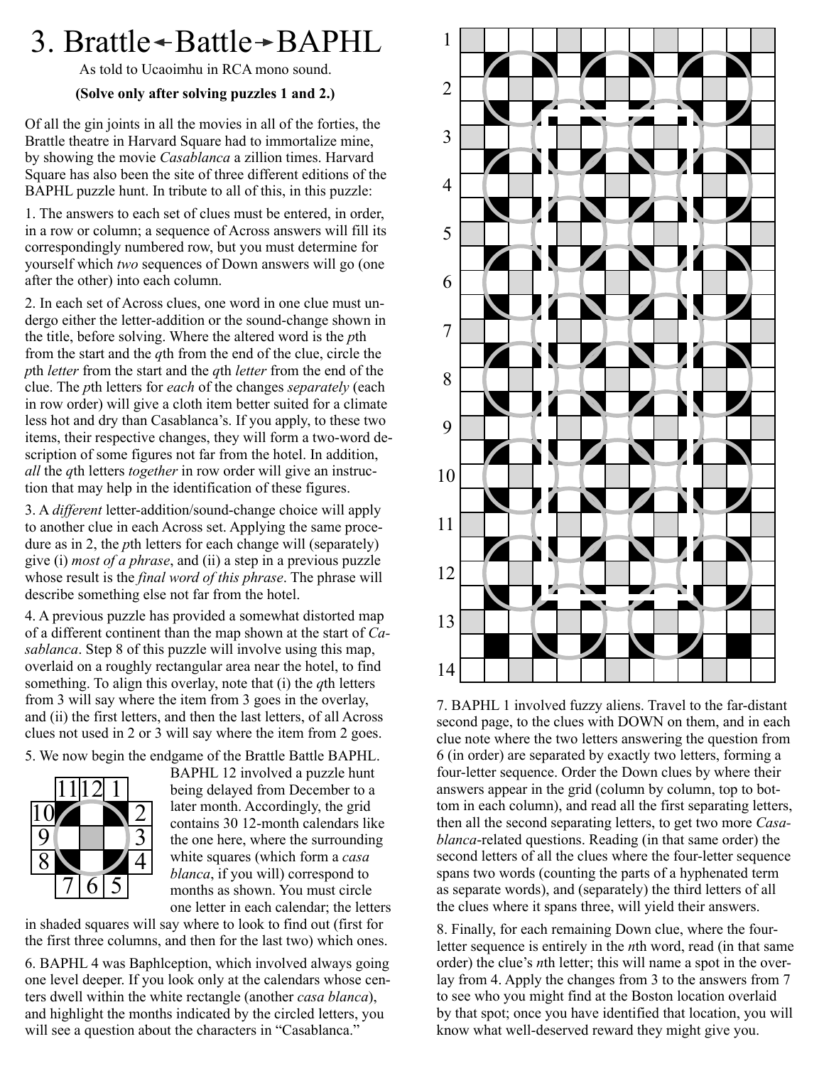# 3. Brattle←Battle→BAPHL

As told to Ucaoimhu in RCA mono sound.

**(Solve only after solving puzzles 1 and 2.)**

Of all the gin joints in all the movies in all of the forties, the Brattle theatre in Harvard Square had to immortalize mine, by showing the movie *Casablanca* a zillion times. Harvard Square has also been the site of three different editions of the BAPHL puzzle hunt. In tribute to all of this, in this puzzle:

1. The answers to each set of clues must be entered, in order, in a row or column; a sequence of Across answers will fill its correspondingly numbered row, but you must determine for yourself which *two* sequences of Down answers will go (one after the other) into each column.

2. In each set of Across clues, one word in one clue must undergo either the letter-addition or the sound-change shown in the title, before solving. Where the altered word is the *p*th from the start and the *q*th from the end of the clue, circle the *p*th *letter* from the start and the *q*th *letter* from the end of the clue. The *p*th letters for *each* of the changes *separately* (each in row order) will give a cloth item better suited for a climate less hot and dry than Casablanca's. If you apply, to these two items, their respective changes, they will form a two-word description of some figures not far from the hotel. In addition, *all* the *q*th letters *together* in row order will give an instruction that may help in the identification of these figures.

3. A *different* letter-addition/sound-change choice will apply to another clue in each Across set. Applying the same procedure as in 2, the *p*th letters for each change will (separately) give (i) *most of a phrase*, and (ii) a step in a previous puzzle whose result is the *final word of this phrase*. The phrase will describe something else not far from the hotel.

4. A previous puzzle has provided a somewhat distorted map of a different continent than the map shown at the start of *Casablanca*. Step 8 of this puzzle will involve using this map, overlaid on a roughly rectangular area near the hotel, to find something. To align this overlay, note that (i) the *q*th letters from 3 will say where the item from 3 goes in the overlay, and (ii) the first letters, and then the last letters, of all Across clues not used in 2 or 3 will say where the item from 2 goes.

5. We now begin the endgame of the Brattle Battle BAPHL. BAPHL 12 involved a puzzle hunt being delayed from December to a later month. Accordingly, the grid contains 30 12-month calendars like the one here, where the surrounding white squares (which form a *casa blanca*, if you will) correspond to months as shown. You must circle one letter in each calendar; the letters in shaded squares will say where to look to find out (first for the first three columns, and then for the last two) which ones.

| | 11 | 12 | 1 | |
|---|---|---|---|---|
| 10 | | | | 2 |
| 9 | | | | 3 |
| 8 | | | | 4 |
| | 7 | 6 | 5 | |

6. BAPHL 4 was Baphlception, which involved always going one level deeper. If you look only at the calendars whose centers dwell within the white rectangle (another *casa blanca*), and highlight the months indicated by the circled letters, you will see a question about the characters in "Casablanca."

| 1 | | | | | | | | | | | | | |
|---|---|---|---|---|---|---|---|---|---|---|---|---|---|
| | | | | | | | | | | | | | |
| 2 | | | | | | | | | | | | | |
| | | | | | | | | | | | | | |
| 3 | | | | | | | | | | | | | |
| | | | | | | | | | | | | | |
| 4 | | | | | | | | | | | | | |
| | | | | | | | | | | | | | |
| 5 | | | | | | | | | | | | | |
| | | | | | | | | | | | | | |
| 6 | | | | | | | | | | | | | |
| | | | | | | | | | | | | | |
| 7 | | | | | | | | | | | | | |
| | | | | | | | | | | | | | |
| 8 | | | | | | | | | | | | | |
| | | | | | | | | | | | | | |
| 9 | | | | | | | | | | | | | |
| | | | | | | | | | | | | | |
| 10 | | | | | | | | | | | | | |
| | | | | | | | | | | | | | |
| 11 | | | | | | | | | | | | | |
| | | | | | | | | | | | | | |
| 12 | | | | | | | | | | | | | |
| | | | | | | | | | | | | | |
| 13 | | | | | | | | | | | | | |
| | | | | | | | | | | | | | |
| 14 | | | | | | | | | | | | | |

7. BAPHL 1 involved fuzzy aliens. Travel to the far-distant second page, to the clues with DOWN on them, and in each clue note where the two letters answering the question from 6 (in order) are separated by exactly two letters, forming a four-letter sequence. Order the Down clues by where their answers appear in the grid (column by column, top to bottom in each column), and read all the first separating letters, then all the second separating letters, to get two more *Casablanca*-related questions. Reading (in that same order) the second letters of all the clues where the four-letter sequence spans two words (counting the parts of a hyphenated term as separate words), and (separately) the third letters of all the clues where it spans three, will yield their answers.

8. Finally, for each remaining Down clue, where the four-letter sequence is entirely in the *n*th word, read (in that same order) the clue's *n*th letter; this will name a spot in the overlay from 4. Apply the changes from 3 to the answers from 7 to see who you might find at the Boston location overlaid by that spot; once you have identified that location, you will know what well-deserved reward they might give you.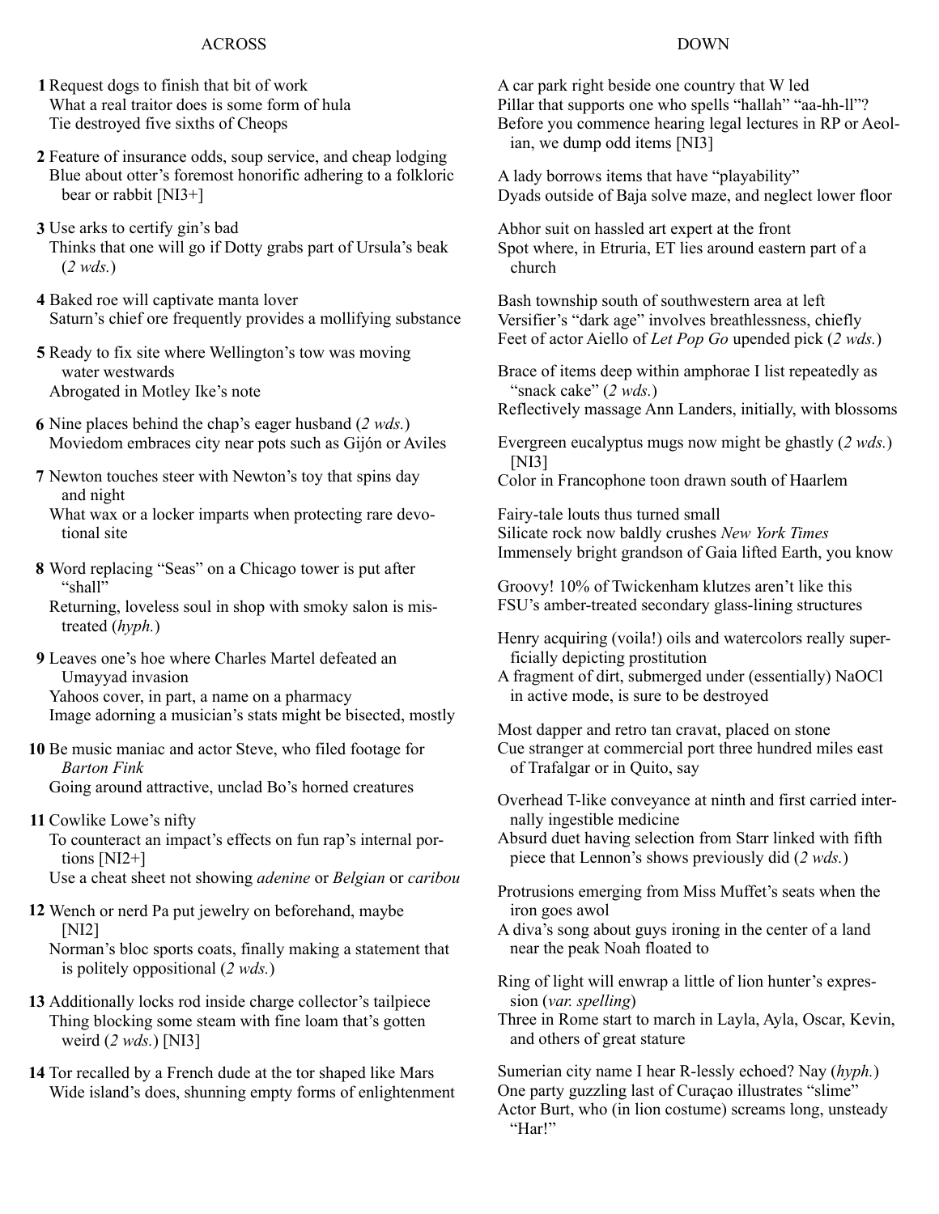## ACROSS

**1** Request dogs to finish that bit of work
What a real traitor does is some form of hula
Tie destroyed five sixths of Cheops

**2** Feature of insurance odds, soup service, and cheap lodging
Blue about otter's foremost honorific adhering to a folkloric bear or rabbit [NI3+]

**3** Use arks to certify gin's bad
Thinks that one will go if Dotty grabs part of Ursula's beak (*2 wds.*)

**4** Baked roe will captivate manta lover
Saturn's chief ore frequently provides a mollifying substance

**5** Ready to fix site where Wellington's tow was moving water westwards
Abrogated in Motley Ike's note

**6** Nine places behind the chap's eager husband (*2 wds.*)
Moviedom embraces city near pots such as Gijón or Aviles

**7** Newton touches steer with Newton's toy that spins day and night
What wax or a locker imparts when protecting rare devotional site

**8** Word replacing "Seas" on a Chicago tower is put after "shall"
Returning, loveless soul in shop with smoky salon is mistreated (*hyph.*)

**9** Leaves one's hoe where Charles Martel defeated an Umayyad invasion
Yahoos cover, in part, a name on a pharmacy
Image adorning a musician's stats might be bisected, mostly

**10** Be music maniac and actor Steve, who filed footage for *Barton Fink*
Going around attractive, unclad Bo's horned creatures

**11** Cowlike Lowe's nifty
To counteract an impact's effects on fun rap's internal portions [NI2+]
Use a cheat sheet not showing *adenine* or *Belgian* or *caribou*

**12** Wench or nerd Pa put jewelry on beforehand, maybe [NI2]
Norman's bloc sports coats, finally making a statement that is politely oppositional (*2 wds.*)

**13** Additionally locks rod inside charge collector's tailpiece
Thing blocking some steam with fine loam that's gotten weird (*2 wds.*) [NI3]

**14** Tor recalled by a French dude at the tor shaped like Mars
Wide island's does, shunning empty forms of enlightenment

## DOWN

A car park right beside one country that W led
Pillar that supports one who spells "hallah" "aa-hh-ll"?
Before you commence hearing legal lectures in RP or Aeolian, we dump odd items [NI3]

A lady borrows items that have "playability"
Dyads outside of Baja solve maze, and neglect lower floor

Abhor suit on hassled art expert at the front
Spot where, in Etruria, ET lies around eastern part of a church

Bash township south of southwestern area at left
Versifier's "dark age" involves breathlessness, chiefly
Feet of actor Aiello of *Let Pop Go* upended pick (*2 wds.*)

Brace of items deep within amphorae I list repeatedly as "snack cake" (*2 wds.*)
Reflectively massage Ann Landers, initially, with blossoms

Evergreen eucalyptus mugs now might be ghastly (*2 wds.*) [NI3]
Color in Francophone toon drawn south of Haarlem

Fairy-tale louts thus turned small
Silicate rock now baldly crushes *New York Times*
Immensely bright grandson of Gaia lifted Earth, you know

Groovy! 10% of Twickenham klutzes aren't like this
FSU's amber-treated secondary glass-lining structures

Henry acquiring (voila!) oils and watercolors really superficially depicting prostitution
A fragment of dirt, submerged under (essentially) NaOCl in active mode, is sure to be destroyed

Most dapper and retro tan cravat, placed on stone
Cue stranger at commercial port three hundred miles east of Trafalgar or in Quito, say

Overhead T-like conveyance at ninth and first carried internally ingestible medicine
Absurd duet having selection from Starr linked with fifth piece that Lennon's shows previously did (*2 wds.*)

Protrusions emerging from Miss Muffet's seats when the iron goes awol
A diva's song about guys ironing in the center of a land near the peak Noah floated to

Ring of light will enwrap a little of lion hunter's expression (*var. spelling*)
Three in Rome start to march in Layla, Ayla, Oscar, Kevin, and others of great stature

Sumerian city name I hear R-lessly echoed? Nay (*hyph.*)
One party guzzling last of Curaçao illustrates "slime"
Actor Burt, who (in lion costume) screams long, unsteady "Har!"